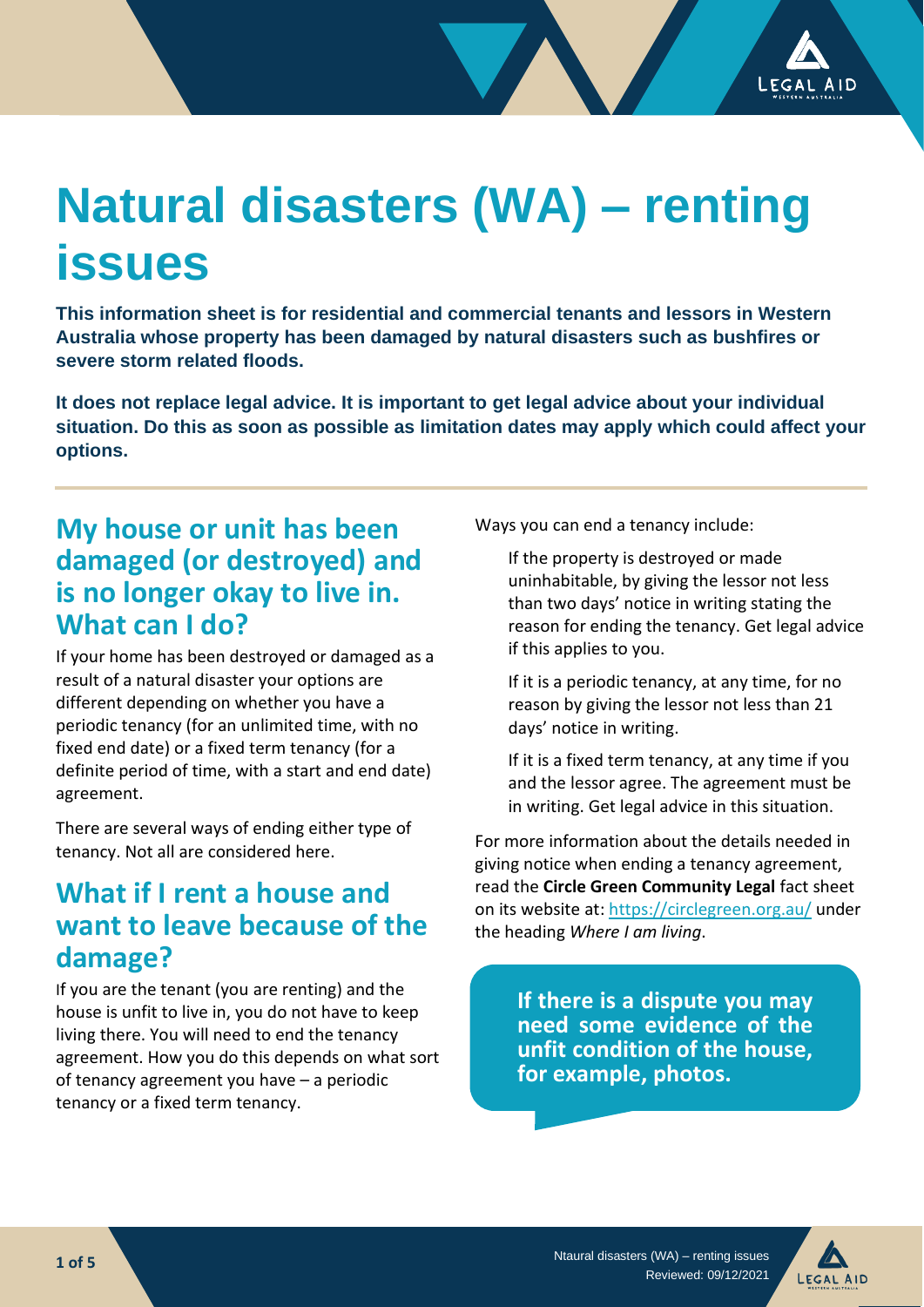# Natural disasters (WA) – renting issues

**This information sheet is for residential and commercial tenants and lessors in Western Australia whose property has been damaged by natural disasters such as bushfires or severe storm related floods.**

**It does not replace legal advice. It is important to get legal advice about your individual situation. Do this as soon as possible as limitation dates may apply which could affect your options.**

## My house or unit has been damaged (or destroyed) and is no longer okay to live in. What can I do?

If your home has been destroyed or damaged as a result of a natural disaster your options are different depending on whether you have a periodic tenancy (for an unlimited time, with no fixed end date) or a fixed term tenancy (for a definite period of time, with a start and end date) agreement.

There are several ways of ending either type of tenancy. Not all are considered here.

## What if I rent a house and want to leave because of the damage?

If you are the tenant (you are renting) and the house is unfit to live in, you do not have to keep living there. You will need to end the tenancy agreement. How you do this depends on what sort of tenancy agreement you have – a periodic tenancy or a fixed term tenancy.

Ways you can end a tenancy include:

> If the property is destroyed or made uninhabitable, by giving the lessor not less than two days' notice in writing stating the reason for ending the tenancy. Get legal advice if this applies to you.
>
> If it is a periodic tenancy, at any time, for no reason by giving the lessor not less than 21 days' notice in writing.
>
> If it is a fixed term tenancy, at any time if you and the lessor agree. The agreement must be in writing. Get legal advice in this situation.

For more information about the details needed in giving notice when ending a tenancy agreement, read the **Circle Green Community Legal** fact sheet on its website at: https://circlegreen.org.au/ under the heading *Where I am living*.

**If there is a dispute you may need some evidence of the unfit condition of the house, for example, photos.**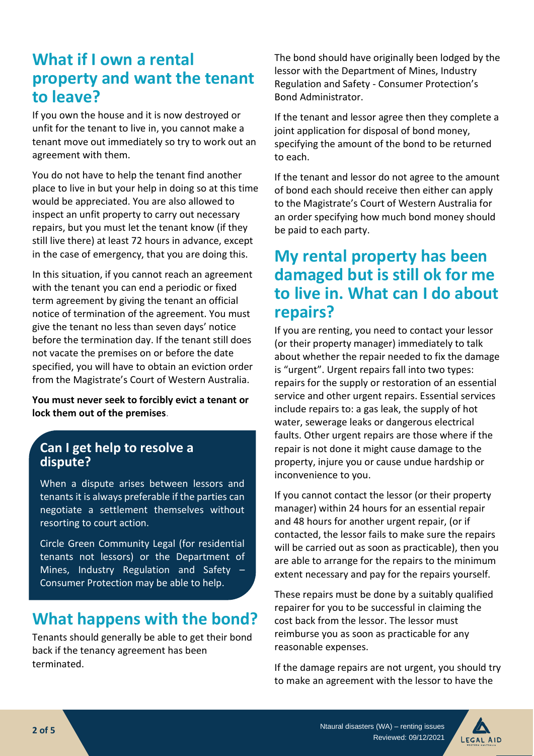## What if I own a rental property and want the tenant to leave?

If you own the house and it is now destroyed or unfit for the tenant to live in, you cannot make a tenant move out immediately so try to work out an agreement with them.

You do not have to help the tenant find another place to live in but your help in doing so at this time would be appreciated. You are also allowed to inspect an unfit property to carry out necessary repairs, but you must let the tenant know (if they still live there) at least 72 hours in advance, except in the case of emergency, that you are doing this.

In this situation, if you cannot reach an agreement with the tenant you can end a periodic or fixed term agreement by giving the tenant an official notice of termination of the agreement. You must give the tenant no less than seven days' notice before the termination day. If the tenant still does not vacate the premises on or before the date specified, you will have to obtain an eviction order from the Magistrate's Court of Western Australia.

**You must never seek to forcibly evict a tenant or lock them out of the premises**.

### Can I get help to resolve a dispute?

When a dispute arises between lessors and tenants it is always preferable if the parties can negotiate a settlement themselves without resorting to court action.

Circle Green Community Legal (for residential tenants not lessors) or the Department of Mines, Industry Regulation and Safety – Consumer Protection may be able to help.

## What happens with the bond?

Tenants should generally be able to get their bond back if the tenancy agreement has been terminated.

The bond should have originally been lodged by the lessor with the Department of Mines, Industry Regulation and Safety - Consumer Protection's Bond Administrator.

If the tenant and lessor agree then they complete a joint application for disposal of bond money, specifying the amount of the bond to be returned to each.

If the tenant and lessor do not agree to the amount of bond each should receive then either can apply to the Magistrate's Court of Western Australia for an order specifying how much bond money should be paid to each party.

## My rental property has been damaged but is still ok for me to live in. What can I do about repairs?

If you are renting, you need to contact your lessor (or their property manager) immediately to talk about whether the repair needed to fix the damage is "urgent". Urgent repairs fall into two types: repairs for the supply or restoration of an essential service and other urgent repairs. Essential services include repairs to: a gas leak, the supply of hot water, sewerage leaks or dangerous electrical faults. Other urgent repairs are those where if the repair is not done it might cause damage to the property, injure you or cause undue hardship or inconvenience to you.

If you cannot contact the lessor (or their property manager) within 24 hours for an essential repair and 48 hours for another urgent repair, (or if contacted, the lessor fails to make sure the repairs will be carried out as soon as practicable), then you are able to arrange for the repairs to the minimum extent necessary and pay for the repairs yourself.

These repairs must be done by a suitably qualified repairer for you to be successful in claiming the cost back from the lessor. The lessor must reimburse you as soon as practicable for any reasonable expenses.

If the damage repairs are not urgent, you should try to make an agreement with the lessor to have the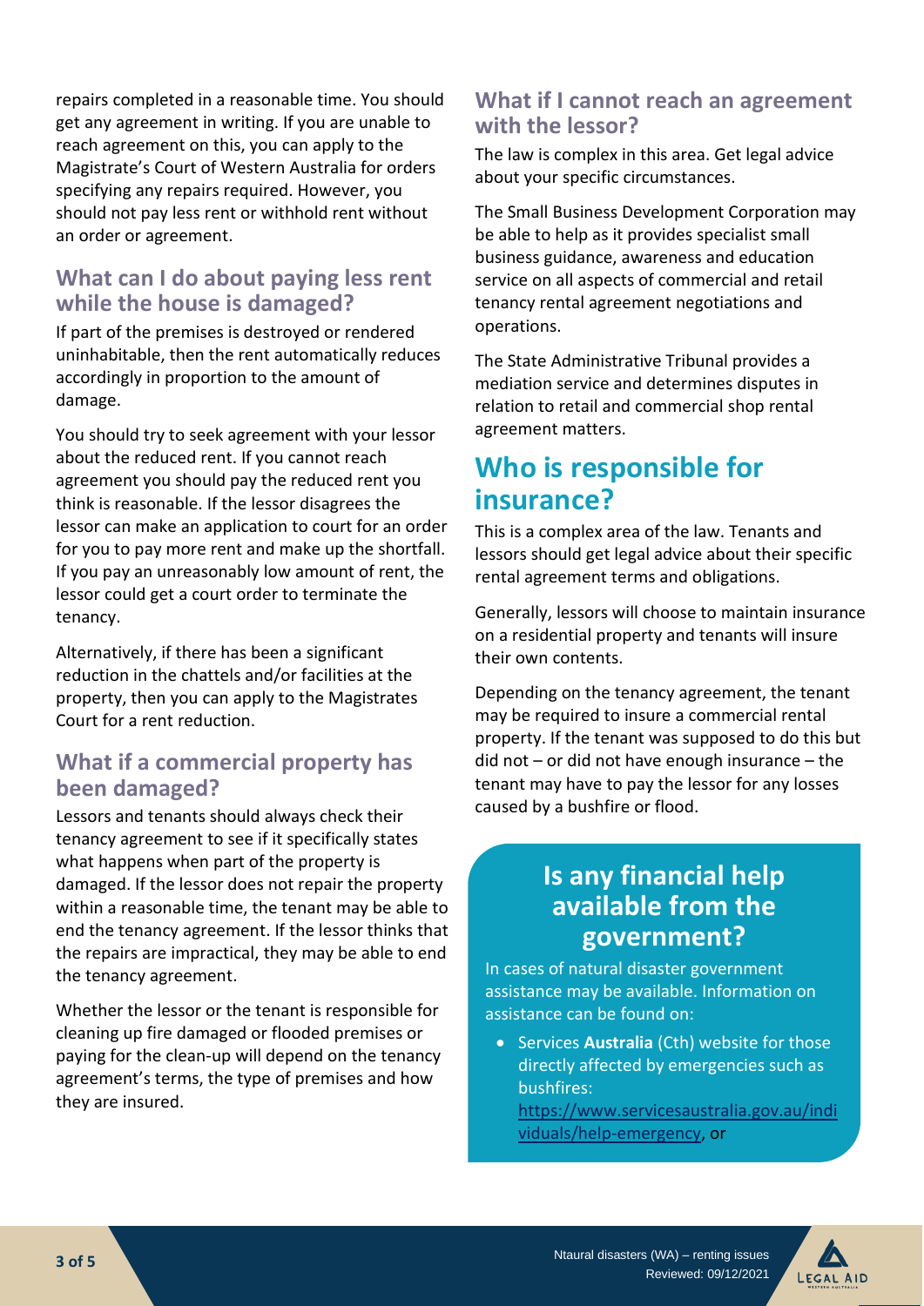repairs completed in a reasonable time. You should get any agreement in writing. If you are unable to reach agreement on this, you can apply to the Magistrate's Court of Western Australia for orders specifying any repairs required. However, you should not pay less rent or withhold rent without an order or agreement.

### What can I do about paying less rent while the house is damaged?

If part of the premises is destroyed or rendered uninhabitable, then the rent automatically reduces accordingly in proportion to the amount of damage.

You should try to seek agreement with your lessor about the reduced rent. If you cannot reach agreement you should pay the reduced rent you think is reasonable. If the lessor disagrees the lessor can make an application to court for an order for you to pay more rent and make up the shortfall. If you pay an unreasonably low amount of rent, the lessor could get a court order to terminate the tenancy.

Alternatively, if there has been a significant reduction in the chattels and/or facilities at the property, then you can apply to the Magistrates Court for a rent reduction.

### What if a commercial property has been damaged?

Lessors and tenants should always check their tenancy agreement to see if it specifically states what happens when part of the property is damaged. If the lessor does not repair the property within a reasonable time, the tenant may be able to end the tenancy agreement. If the lessor thinks that the repairs are impractical, they may be able to end the tenancy agreement.

Whether the lessor or the tenant is responsible for cleaning up fire damaged or flooded premises or paying for the clean-up will depend on the tenancy agreement's terms, the type of premises and how they are insured.

### What if I cannot reach an agreement with the lessor?

The law is complex in this area. Get legal advice about your specific circumstances.

The Small Business Development Corporation may be able to help as it provides specialist small business guidance, awareness and education service on all aspects of commercial and retail tenancy rental agreement negotiations and operations.

The State Administrative Tribunal provides a mediation service and determines disputes in relation to retail and commercial shop rental agreement matters.

## Who is responsible for insurance?

This is a complex area of the law. Tenants and lessors should get legal advice about their specific rental agreement terms and obligations.

Generally, lessors will choose to maintain insurance on a residential property and tenants will insure their own contents.

Depending on the tenancy agreement, the tenant may be required to insure a commercial rental property. If the tenant was supposed to do this but did not – or did not have enough insurance – the tenant may have to pay the lessor for any losses caused by a bushfire or flood.

## Is any financial help available from the government?

In cases of natural disaster government assistance may be available. Information on assistance can be found on:

- Services **Australia** (Cth) website for those directly affected by emergencies such as bushfires: https://www.servicesaustralia.gov.au/individuals/help-emergency, or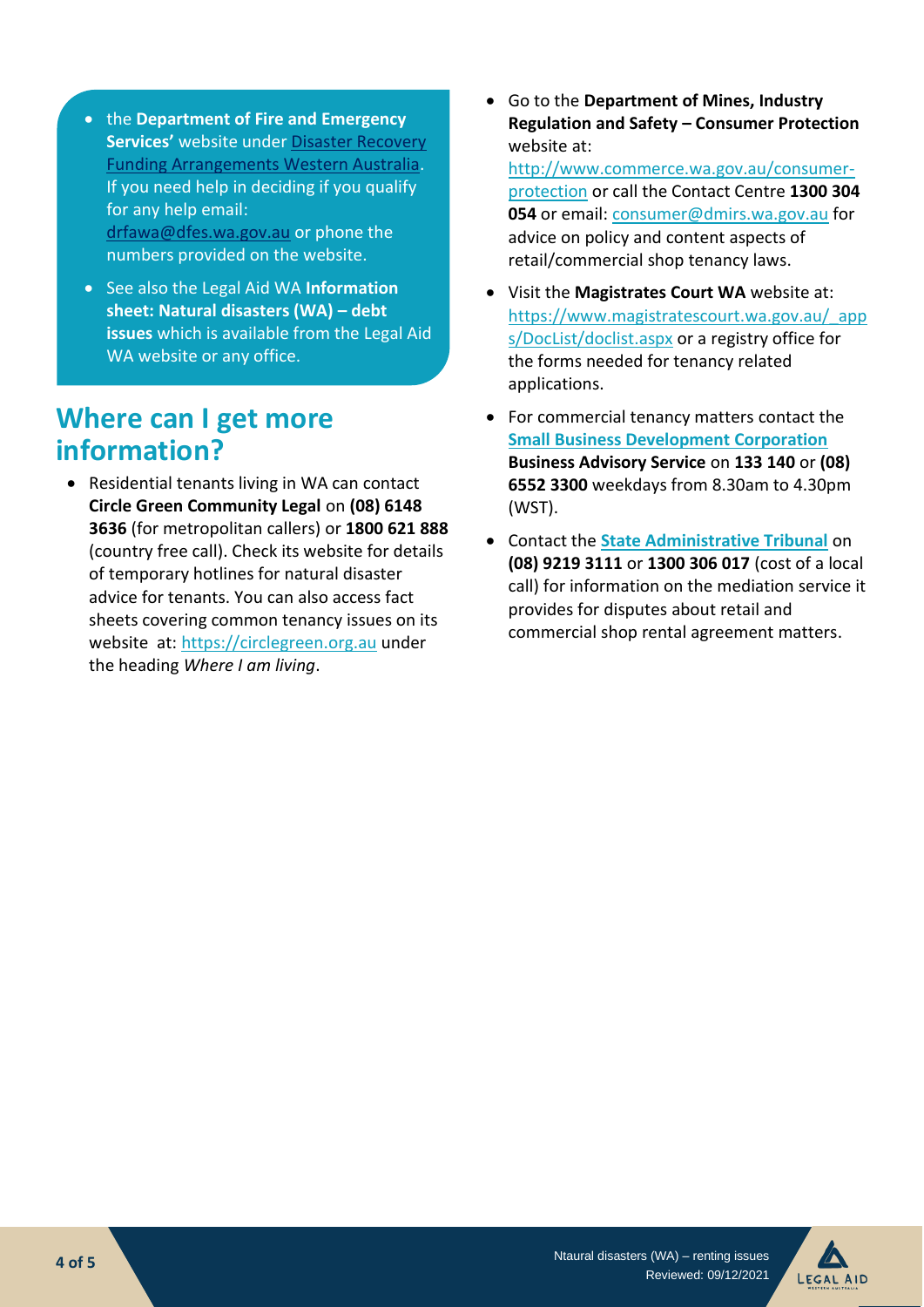- the **Department of Fire and Emergency Services'** website under Disaster Recovery Funding Arrangements Western Australia. If you need help in deciding if you qualify for any help email: drfawa@dfes.wa.gov.au or phone the numbers provided on the website.
- See also the Legal Aid WA **Information sheet: Natural disasters (WA) – debt issues** which is available from the Legal Aid WA website or any office.

## Where can I get more information?

- Residential tenants living in WA can contact **Circle Green Community Legal** on **(08) 6148 3636** (for metropolitan callers) or **1800 621 888** (country free call). Check its website for details of temporary hotlines for natural disaster advice for tenants. You can also access fact sheets covering common tenancy issues on its website at: https://circlegreen.org.au under the heading *Where I am living*.
- Go to the **Department of Mines, Industry Regulation and Safety – Consumer Protection** website at: http://www.commerce.wa.gov.au/consumer-protection or call the Contact Centre **1300 304 054** or email: consumer@dmirs.wa.gov.au for advice on policy and content aspects of retail/commercial shop tenancy laws.
- Visit the **Magistrates Court WA** website at: https://www.magistratescourt.wa.gov.au/_apps/DocList/doclist.aspx or a registry office for the forms needed for tenancy related applications.
- For commercial tenancy matters contact the **Small Business Development Corporation Business Advisory Service** on **133 140** or **(08) 6552 3300** weekdays from 8.30am to 4.30pm (WST).
- Contact the **State Administrative Tribunal** on **(08) 9219 3111** or **1300 306 017** (cost of a local call) for information on the mediation service it provides for disputes about retail and commercial shop rental agreement matters.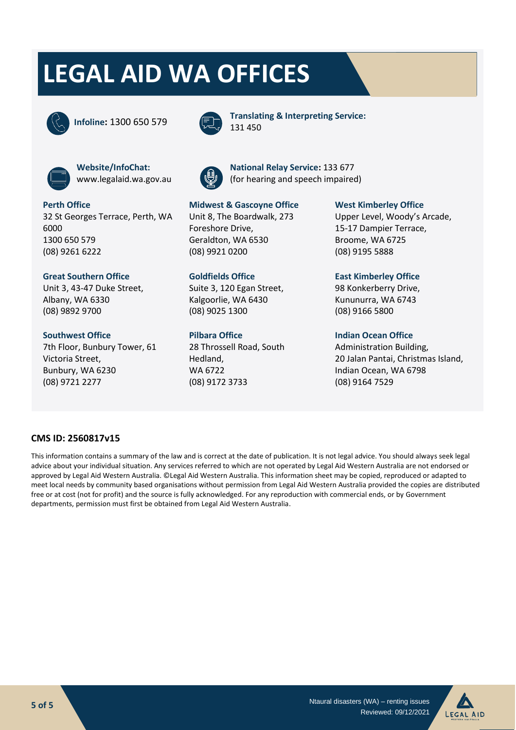# LEGAL AID WA OFFICES

**Infoline:** 1300 650 579

**Translating & Interpreting Service:** 131 450

**Website/InfoChat:** www.legalaid.wa.gov.au

**National Relay Service:** 133 677 (for hearing and speech impaired)

**Perth Office**
32 St Georges Terrace, Perth, WA 6000
1300 650 579
(08) 9261 6222

**Great Southern Office**
Unit 3, 43-47 Duke Street,
Albany, WA 6330
(08) 9892 9700

**Southwest Office**
7th Floor, Bunbury Tower, 61 Victoria Street,
Bunbury, WA 6230
(08) 9721 2277

**Midwest & Gascoyne Office**
Unit 8, The Boardwalk, 273 Foreshore Drive,
Geraldton, WA 6530
(08) 9921 0200

**Goldfields Office**
Suite 3, 120 Egan Street,
Kalgoorlie, WA 6430
(08) 9025 1300

**Pilbara Office**
28 Throssell Road, South Hedland,
WA 6722
(08) 9172 3733

**West Kimberley Office**
Upper Level, Woody's Arcade,
15-17 Dampier Terrace,
Broome, WA 6725
(08) 9195 5888

**East Kimberley Office**
98 Konkerberry Drive,
Kununurra, WA 6743
(08) 9166 5800

**Indian Ocean Office**
Administration Building,
20 Jalan Pantai, Christmas Island,
Indian Ocean, WA 6798
(08) 9164 7529

**CMS ID: 2560817v15**

This information contains a summary of the law and is correct at the date of publication. It is not legal advice. You should always seek legal advice about your individual situation. Any services referred to which are not operated by Legal Aid Western Australia are not endorsed or approved by Legal Aid Western Australia. ©Legal Aid Western Australia. This information sheet may be copied, reproduced or adapted to meet local needs by community based organisations without permission from Legal Aid Western Australia provided the copies are distributed free or at cost (not for profit) and the source is fully acknowledged. For any reproduction with commercial ends, or by Government departments, permission must first be obtained from Legal Aid Western Australia.